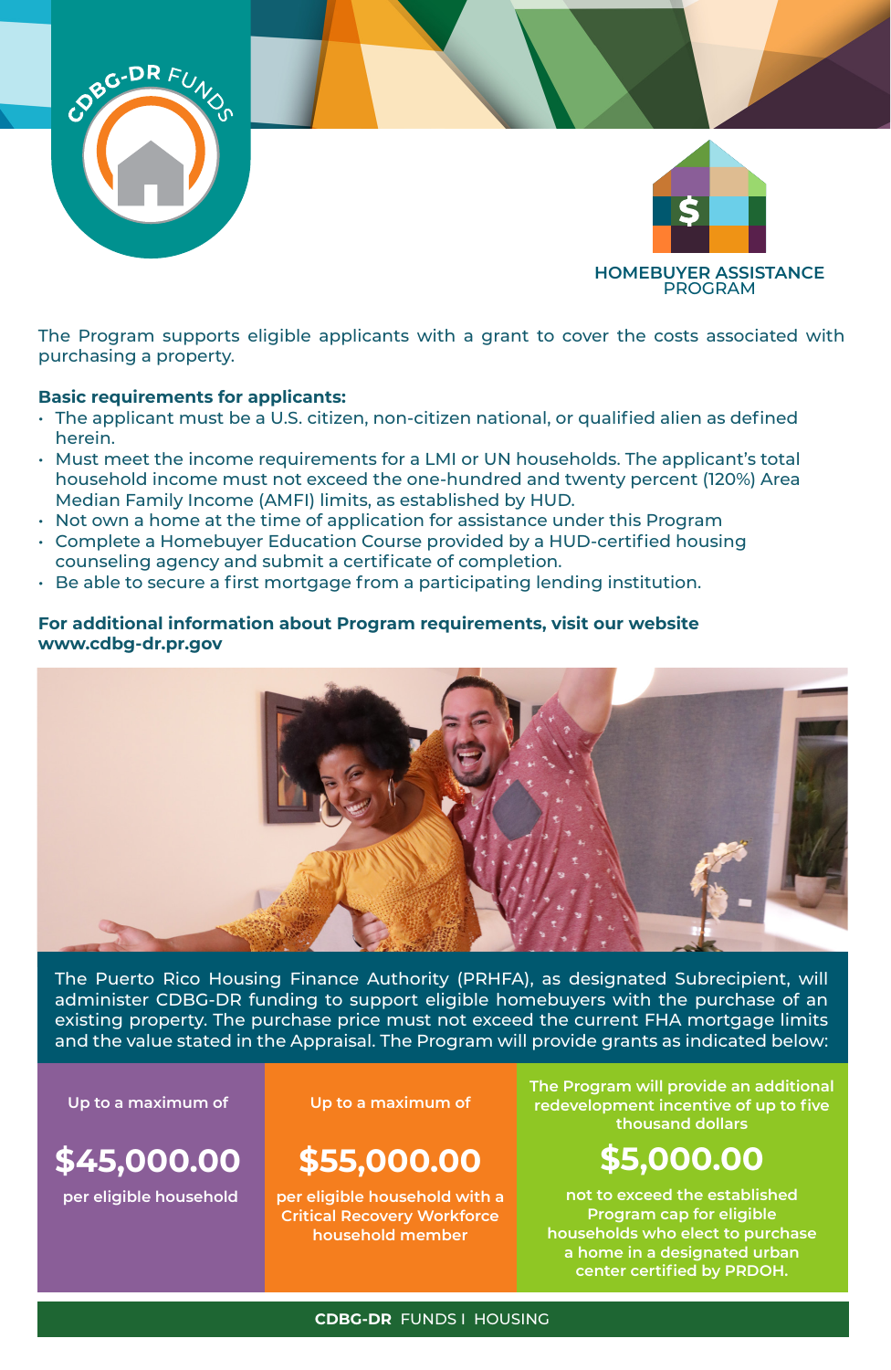CDBG-DR FUNDS

# HOMEBUYER ASSISTANCE PROGRAM

The Program supports eligible applicants with a grant to cover the costs associated with purchasing a property.

**Basic requirements for applicants:**

- The applicant must be a U.S. citizen, non-citizen national, or qualified alien as defined herein.
- Must meet the income requirements for a LMI or UN households. The applicant's total household income must not exceed the one-hundred and twenty percent (120%) Area Median Family Income (AMFI) limits, as established by HUD.
- Not own a home at the time of application for assistance under this Program
- Complete a Homebuyer Education Course provided by a HUD-certified housing counseling agency and submit a certificate of completion.
- Be able to secure a first mortgage from a participating lending institution.

**For additional information about Program requirements, visit our website www.cdbg-dr.pr.gov**

The Puerto Rico Housing Finance Authority (PRHFA), as designated Subrecipient, will administer CDBG-DR funding to support eligible homebuyers with the purchase of an existing property. The purchase price must not exceed the current FHA mortgage limits and the value stated in the Appraisal. The Program will provide grants as indicated below:

Up to a maximum of

**$45,000.00**

per eligible household

Up to a maximum of

**$55,000.00**

per eligible household with a Critical Recovery Workforce household member

The Program will provide an additional redevelopment incentive of up to five thousand dollars

**$5,000.00**

not to exceed the established Program cap for eligible households who elect to purchase a home in a designated urban center certified by PRDOH.

**CDBG-DR** FUNDS I HOUSING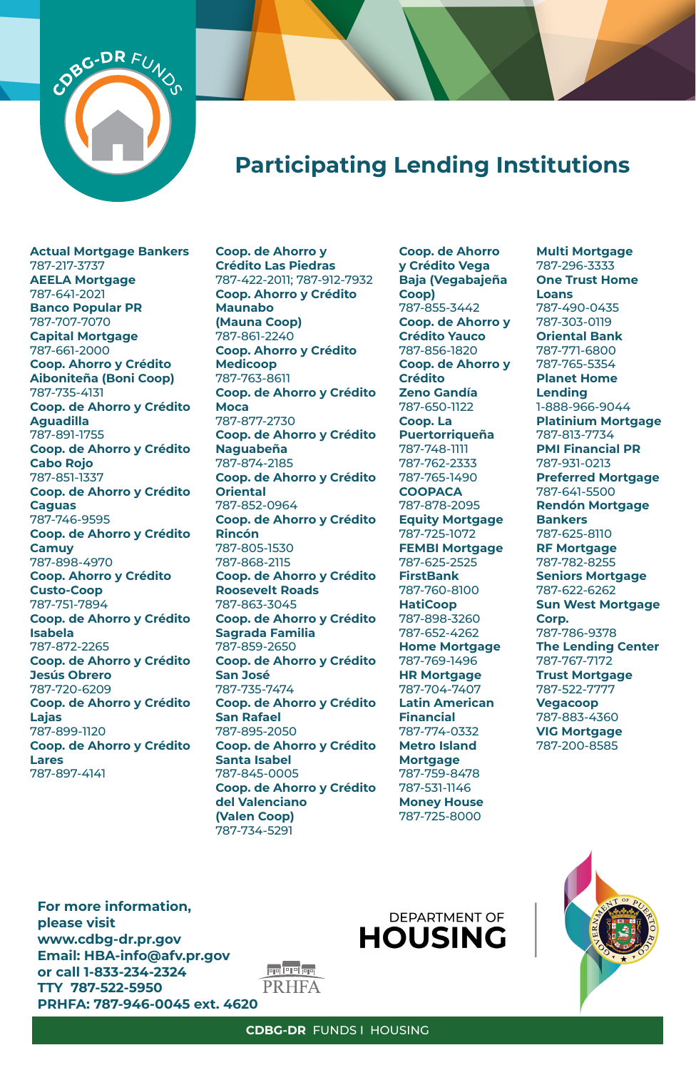CDBG-DR FUNDS

# Participating Lending Institutions

**Actual Mortgage Bankers**
787-217-3737

**AEELA Mortgage**
787-641-2021

**Banco Popular PR**
787-707-7070

**Capital Mortgage**
787-661-2000

**Coop. Ahorro y Crédito Aiboniteña (Boni Coop)**
787-735-4131

**Coop. de Ahorro y Crédito Aguadilla**
787-891-1755

**Coop. de Ahorro y Crédito Cabo Rojo**
787-851-1337

**Coop. de Ahorro y Crédito Caguas**
787-746-9595

**Coop. de Ahorro y Crédito Camuy**
787-898-4970

**Coop. Ahorro y Crédito Custo-Coop**
787-751-7894

**Coop. de Ahorro y Crédito Isabela**
787-872-2265

**Coop. de Ahorro y Crédito Jesús Obrero**
787-720-6209

**Coop. de Ahorro y Crédito Lajas**
787-899-1120

**Coop. de Ahorro y Crédito Lares**
787-897-4141

**Coop. de Ahorro y Crédito Las Piedras**
787-422-2011; 787-912-7932

**Coop. Ahorro y Crédito Maunabo (Mauna Coop)**
787-861-2240

**Coop. Ahorro y Crédito Medicoop**
787-763-8611

**Coop. de Ahorro y Crédito Moca**
787-877-2730

**Coop. de Ahorro y Crédito Naguabeña**
787-874-2185

**Coop. de Ahorro y Crédito Oriental**
787-852-0964

**Coop. de Ahorro y Crédito Rincón**
787-805-1530
787-868-2115

**Coop. de Ahorro y Crédito Roosevelt Roads**
787-863-3045

**Coop. de Ahorro y Crédito Sagrada Familia**
787-859-2650

**Coop. de Ahorro y Crédito San José**
787-735-7474

**Coop. de Ahorro y Crédito San Rafael**
787-895-2050

**Coop. de Ahorro y Crédito Santa Isabel**
787-845-0005

**Coop. de Ahorro y Crédito del Valenciano (Valen Coop)**
787-734-5291

**Coop. de Ahorro y Crédito Vega Baja (Vegabajeña Coop)**
787-855-3442

**Coop. de Ahorro y Crédito Yauco**
787-856-1820

**Coop. de Ahorro y Crédito Zeno Gandía**
787-650-1122

**Coop. La Puertorriqueña**
787-748-1111
787-762-2333
787-765-1490

**COOPACA**
787-878-2095

**Equity Mortgage**
787-725-1072

**FEMBI Mortgage**
787-625-2525

**FirstBank**
787-760-8100

**HatiCoop**
787-898-3260
787-652-4262

**Home Mortgage**
787-769-1496

**HR Mortgage**
787-704-7407

**Latin American Financial**
787-774-0332

**Metro Island Mortgage**
787-759-8478
787-531-1146

**Money House**
787-725-8000

**Multi Mortgage**
787-296-3333

**One Trust Home Loans**
787-490-0435
787-303-0119

**Oriental Bank**
787-771-6800
787-765-5354

**Planet Home Lending**
1-888-966-9044

**Platinium Mortgage**
787-813-7734

**PMI Financial PR**
787-931-0213

**Preferred Mortgage**
787-641-5500

**Rendón Mortgage Bankers**
787-625-8110

**RF Mortgage**
787-782-8255

**Seniors Mortgage**
787-622-6262

**Sun West Mortgage Corp.**
787-786-9378

**The Lending Center**
787-767-7172

**Trust Mortgage**
787-522-7777

**Vegacoop**
787-883-4360

**VIG Mortgage**
787-200-8585

**For more information, please visit www.cdbg-dr.pr.gov**
**Email: HBA-info@afv.pr.gov**
**or call 1-833-234-2324**
**TTY 787-522-5950**
**PRHFA: 787-946-0045 ext. 4620**

PRHFA

DEPARTMENT OF HOUSING

**CDBG-DR** FUNDS I HOUSING